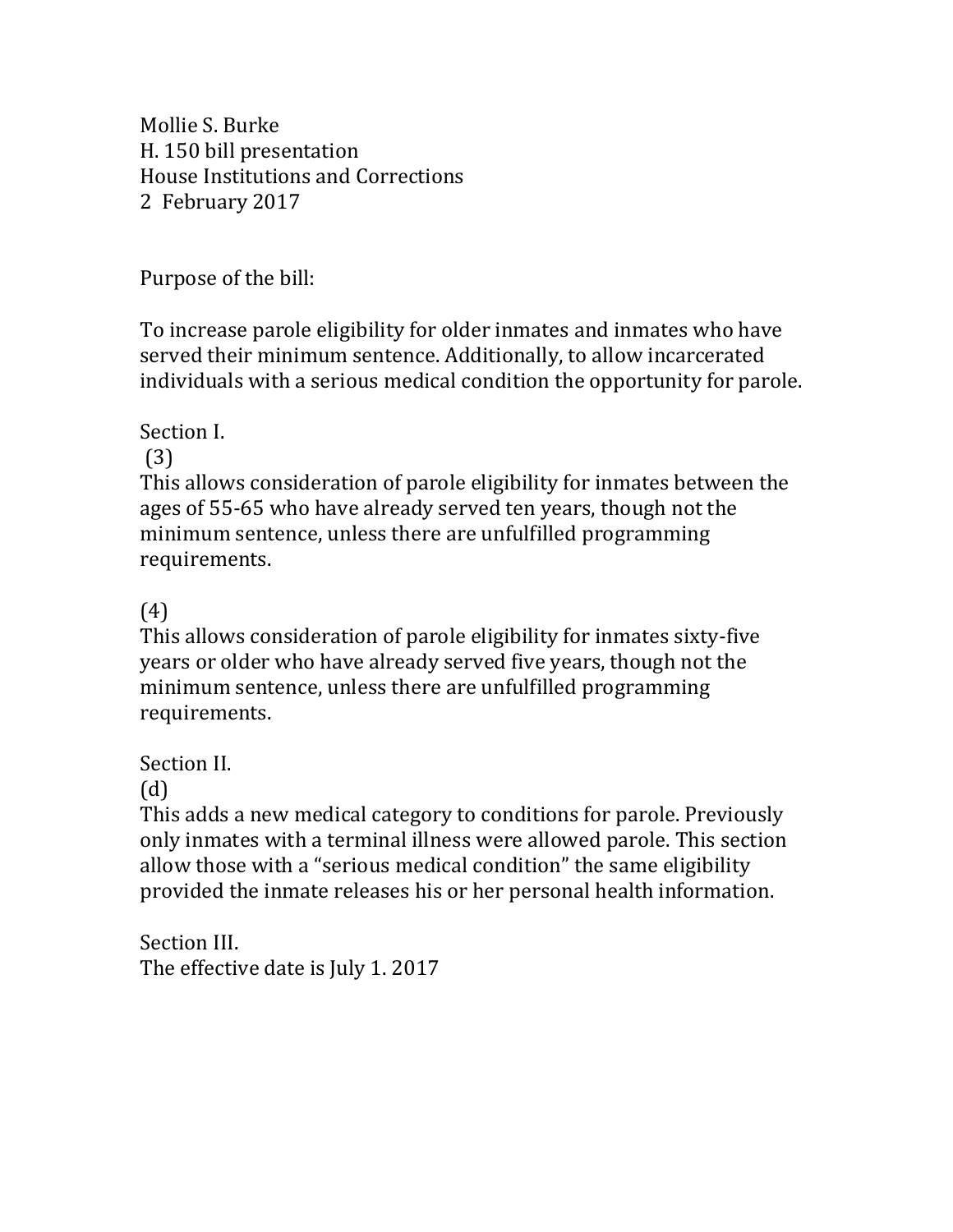Mollie S. Burke
H. 150 bill presentation
House Institutions and Corrections
2 February 2017

Purpose of the bill:

To increase parole eligibility for older inmates and inmates who have served their minimum sentence. Additionally, to allow incarcerated individuals with a serious medical condition the opportunity for parole.

Section I.

(3)
This allows consideration of parole eligibility for inmates between the ages of 55-65 who have already served ten years, though not the minimum sentence, unless there are unfulfilled programming requirements.

(4)
This allows consideration of parole eligibility for inmates sixty-five years or older who have already served five years, though not the minimum sentence, unless there are unfulfilled programming requirements.

Section II.

(d)
This adds a new medical category to conditions for parole. Previously only inmates with a terminal illness were allowed parole. This section allow those with a "serious medical condition" the same eligibility provided the inmate releases his or her personal health information.

Section III.

The effective date is July 1. 2017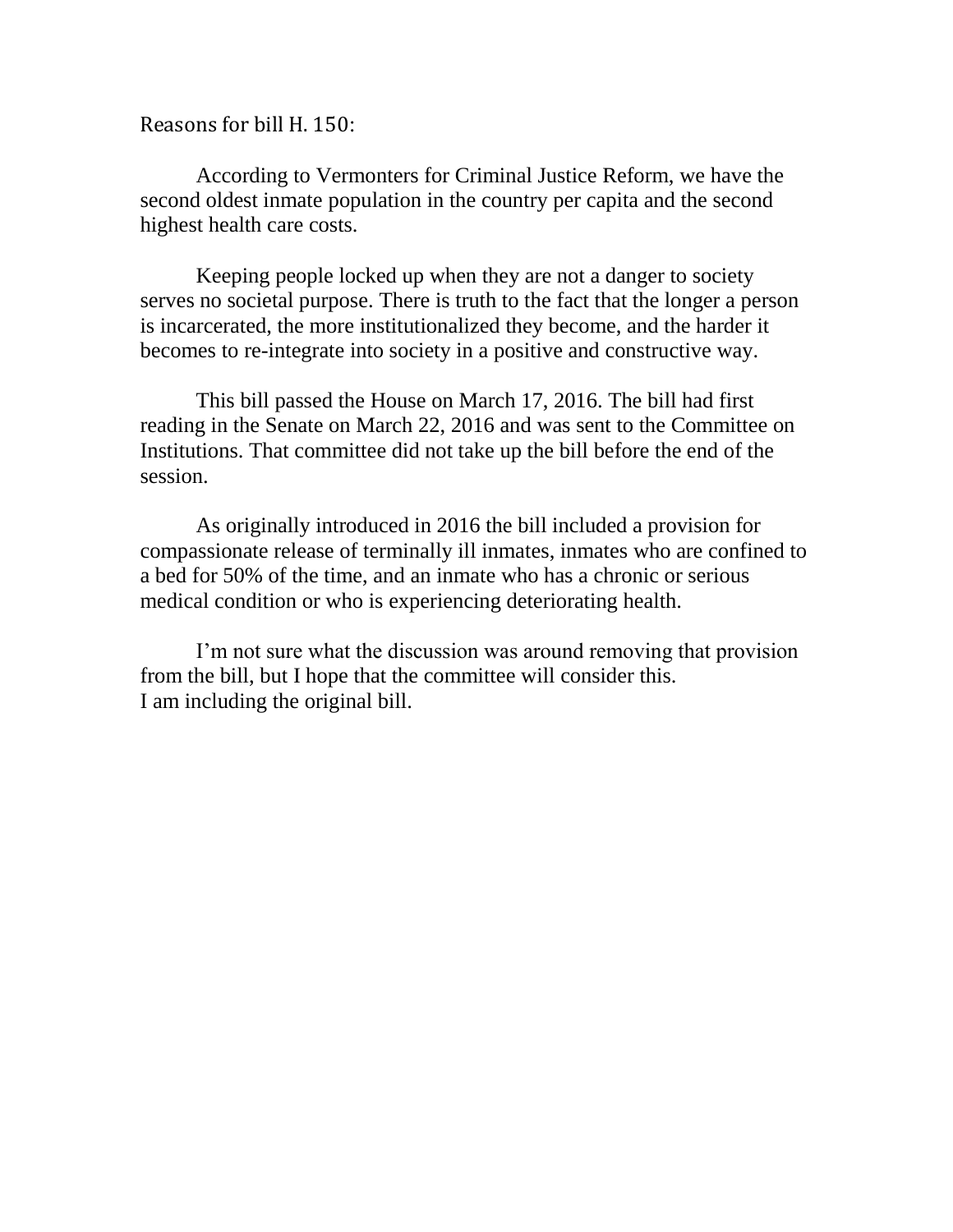Reasons for bill H. 150:

According to Vermonters for Criminal Justice Reform, we have the second oldest inmate population in the country per capita and the second highest health care costs.

Keeping people locked up when they are not a danger to society serves no societal purpose. There is truth to the fact that the longer a person is incarcerated, the more institutionalized they become, and the harder it becomes to re-integrate into society in a positive and constructive way.

This bill passed the House on March 17, 2016. The bill had first reading in the Senate on March 22, 2016 and was sent to the Committee on Institutions. That committee did not take up the bill before the end of the session.

As originally introduced in 2016 the bill included a provision for compassionate release of terminally ill inmates, inmates who are confined to a bed for 50% of the time, and an inmate who has a chronic or serious medical condition or who is experiencing deteriorating health.

I'm not sure what the discussion was around removing that provision from the bill, but I hope that the committee will consider this.
I am including the original bill.